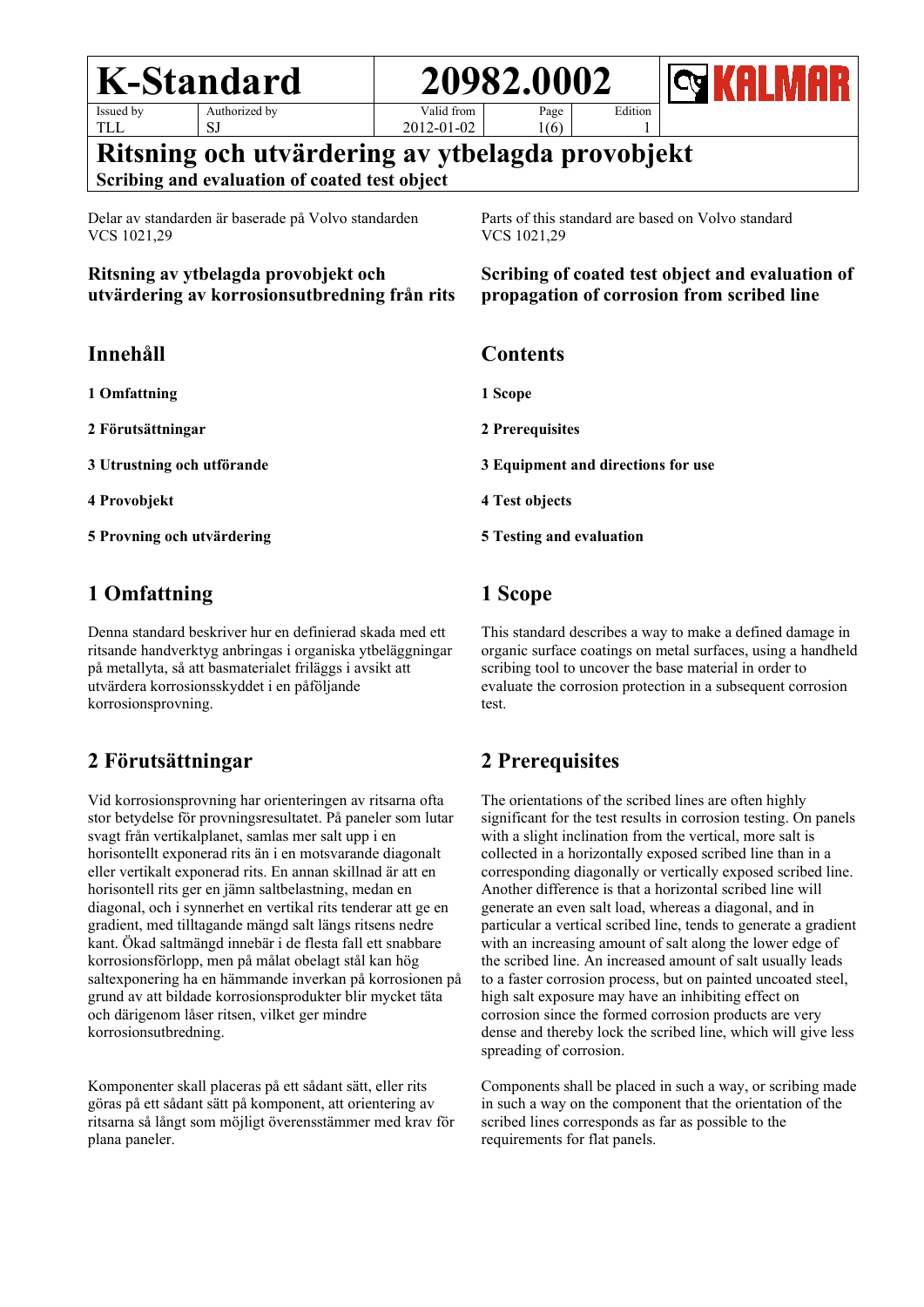| K-Standard | | 20982.0002 | | | KALMAR |
|---|---|---|---|---|---|
| Issued by TLL | Authorized by SJ | Valid from 2012-01-02 | Page 1(6) | Edition 1 | |

# Ritsning och utvärdering av ytbelagda provobjekt

**Scribing and evaluation of coated test object**

Delar av standarden är baserade på Volvo standarden VCS 1021,29

Parts of this standard are based on Volvo standard VCS 1021,29

**Ritsning av ytbelagda provobjekt och utvärdering av korrosionsutbredning från rits**

**Scribing of coated test object and evaluation of propagation of corrosion from scribed line**

## Innehåll

**1 Omfattning**

**2 Förutsättningar**

**3 Utrustning och utförande**

**4 Provobjekt**

**5 Provning och utvärdering**

## Contents

**1 Scope**

**2 Prerequisites**

**3 Equipment and directions for use**

**4 Test objects**

**5 Testing and evaluation**

## 1 Omfattning

Denna standard beskriver hur en definierad skada med ett ritsande handverktyg anbringas i organiska ytbeläggningar på metallyta, så att basmaterialet friläggs i avsikt att utvärdera korrosionsskyddet i en påföljande korrosionsprovning.

## 1 Scope

This standard describes a way to make a defined damage in organic surface coatings on metal surfaces, using a handheld scribing tool to uncover the base material in order to evaluate the corrosion protection in a subsequent corrosion test.

## 2 Förutsättningar

Vid korrosionsprovning har orienteringen av ritsarna ofta stor betydelse för provningsresultatet. På paneler som lutar svagt från vertikalplanet, samlas mer salt upp i en horisontellt exponerad rits än i en motsvarande diagonalt eller vertikalt exponerad rits. En annan skillnad är att en horisontell rits ger en jämn saltbelastning, medan en diagonal, och i synnerhet en vertikal rits tenderar att ge en gradient, med tilltagande mängd salt längs ritsens nedre kant. Ökad saltmängd innebär i de flesta fall ett snabbare korrosionsförlopp, men på målat obelagt stål kan hög saltexponering ha en hämmande inverkan på korrosionen på grund av att bildade korrosionsprodukter blir mycket täta och därigenom låser ritsen, vilket ger mindre korrosionsutbredning.

Komponenter skall placeras på ett sådant sätt, eller rits göras på ett sådant sätt på komponent, att orientering av ritsarna så långt som möjligt överensstämmer med krav för plana paneler.

## 2 Prerequisites

The orientations of the scribed lines are often highly significant for the test results in corrosion testing. On panels with a slight inclination from the vertical, more salt is collected in a horizontally exposed scribed line than in a corresponding diagonally or vertically exposed scribed line. Another difference is that a horizontal scribed line will generate an even salt load, whereas a diagonal, and in particular a vertical scribed line, tends to generate a gradient with an increasing amount of salt along the lower edge of the scribed line. An increased amount of salt usually leads to a faster corrosion process, but on painted uncoated steel, high salt exposure may have an inhibiting effect on corrosion since the formed corrosion products are very dense and thereby lock the scribed line, which will give less spreading of corrosion.

Components shall be placed in such a way, or scribing made in such a way on the component that the orientation of the scribed lines corresponds as far as possible to the requirements for flat panels.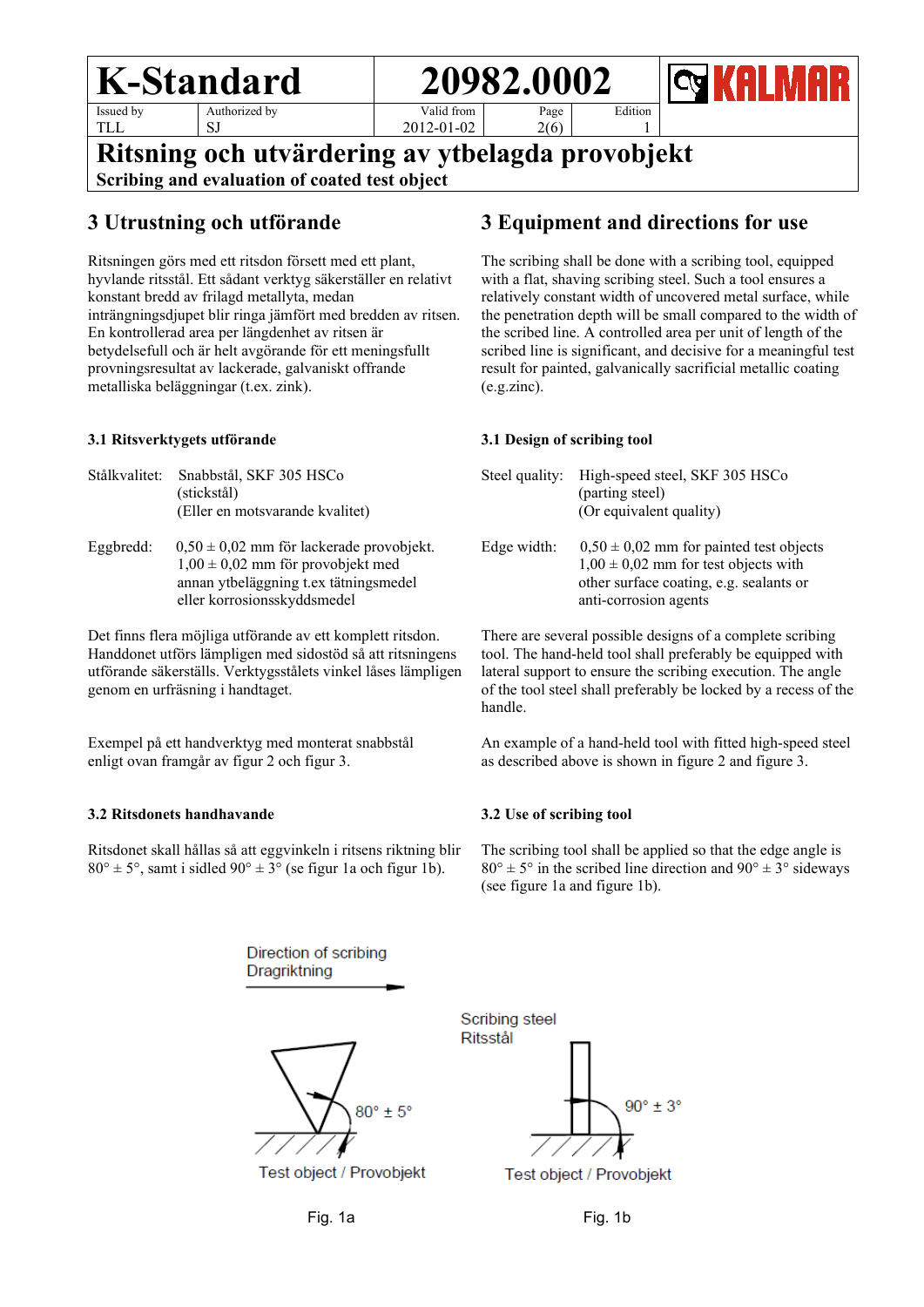# Ritsning och utvärdering av ytbelagda provobjekt

**Scribing and evaluation of coated test object**

## 3 Utrustning och utförande

Ritsningen görs med ett ritsdon försett med ett plant, hyvlande ritsstål. Ett sådant verktyg säkerställer en relativt konstant bredd av frilagd metallyta, medan inträngningsdjupet blir ringa jämfört med bredden av ritsen. En kontrollerad area per längdenhet av ritsen är betydelsefull och är helt avgörande för ett meningsfullt provningsresultat av lackerade, galvaniskt offrande metalliska beläggningar (t.ex. zink).

### 3.1 Ritsverktygets utförande

Stålkvalitet: Snabbstål, SKF 305 HSCo (stickstål) (Eller en motsvarande kvalitet)

Eggbredd: 0,50 ± 0,02 mm för lackerade provobjekt. 1,00 ± 0,02 mm för provobjekt med annan ytbeläggning t.ex tätningsmedel eller korrosionsskyddsmedel

Det finns flera möjliga utförande av ett komplett ritsdon. Handdonet utförs lämpligen med sidostöd så att ritsningens utförande säkerställs. Verktygsstålets vinkel låses lämpligen genom en urfräsning i handtaget.

Exempel på ett handverktyg med monterat snabbstål enligt ovan framgår av figur 2 och figur 3.

### 3.2 Ritsdonets handhavande

Ritsdonet skall hållas så att eggvinkeln i ritsens riktning blir 80° ± 5°, samt i sidled 90° ± 3° (se figur 1a och figur 1b).

## 3 Equipment and directions for use

The scribing shall be done with a scribing tool, equipped with a flat, shaving scribing steel. Such a tool ensures a relatively constant width of uncovered metal surface, while the penetration depth will be small compared to the width of the scribed line. A controlled area per unit of length of the scribed line is significant, and decisive for a meaningful test result for painted, galvanically sacrificial metallic coating (e.g.zinc).

### 3.1 Design of scribing tool

Steel quality: High-speed steel, SKF 305 HSCo (parting steel) (Or equivalent quality)

Edge width: 0,50 ± 0,02 mm for painted test objects 1,00 ± 0,02 mm for test objects with other surface coating, e.g. sealants or anti-corrosion agents

There are several possible designs of a complete scribing tool. The hand-held tool shall preferably be equipped with lateral support to ensure the scribing execution. The angle of the tool steel shall preferably be locked by a recess of the handle.

An example of a hand-held tool with fitted high-speed steel as described above is shown in figure 2 and figure 3.

### 3.2 Use of scribing tool

The scribing tool shall be applied so that the edge angle is 80° ± 5° in the scribed line direction and 90° ± 3° sideways (see figure 1a and figure 1b).

Direction of scribing / Dragriktning

80° ± 5°

Test object / Provobjekt

Fig. 1a

Scribing steel / Ritsstål

90° ± 3°

Test object / Provobjekt

Fig. 1b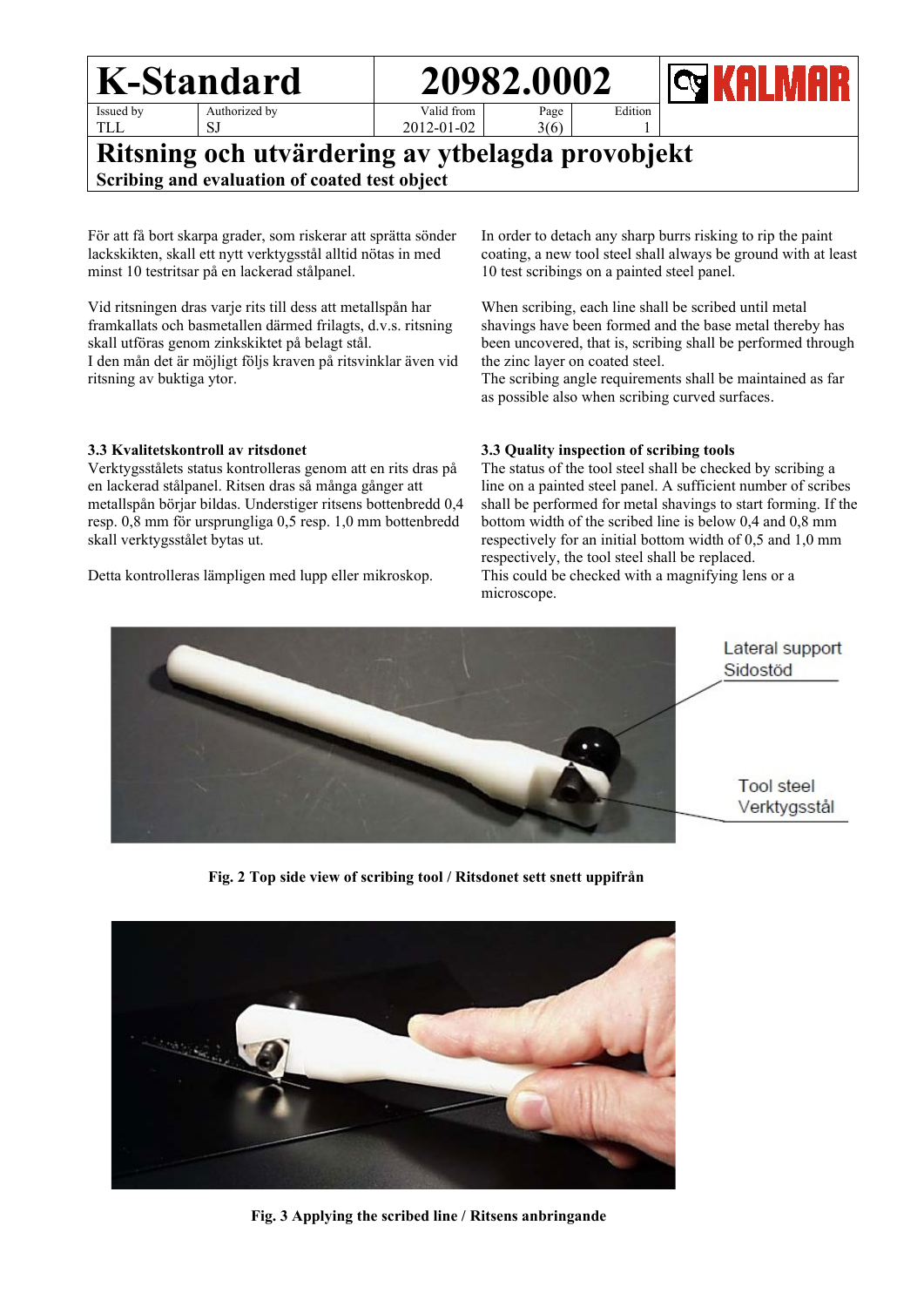För att få bort skarpa grader, som riskerar att spräta sönder lackskikten, skall ett nytt verktygsstål alltid nötas in med minst 10 testritsar på en lackerad stålpanel.

In order to detach any sharp burrs risking to rip the paint coating, a new tool steel shall always be ground with at least 10 test scribings on a painted steel panel.

Vid ritsningen dras varje rits till dess att metallspån har framkallats och basmetallen därmed frilagts, d.v.s. ritsning skall utföras genom zinkskiktet på belagt stål.
I den mån det är möjligt följs kraven på ritsvinklar även vid ritsning av buktiga ytor.

When scribing, each line shall be scribed until metal shavings have been formed and the base metal thereby has been uncovered, that is, scribing shall be performed through the zinc layer on coated steel.
The scribing angle requirements shall be maintained as far as possible also when scribing curved surfaces.

### 3.3 Kvalitetskontroll av ritsdonet

Verktygsstålets status kontrolleras genom att en rits dras på en lackerad stålpanel. Ritsen dras så många gånger att metallspån börjar bildas. Understiger ritsens bottenbredd 0,4 resp. 0,8 mm för ursprungliga 0,5 resp. 1,0 mm bottenbredd skall verktygsstålet bytas ut.

Detta kontrolleras lämpligen med lupp eller mikroskop.

### 3.3 Quality inspection of scribing tools

The status of the tool steel shall be checked by scribing a line on a painted steel panel. A sufficient number of scribes shall be performed for metal shavings to start forming. If the bottom width of the scribed line is below 0,4 and 0,8 mm respectively for an initial bottom width of 0,5 and 1,0 mm respectively, the tool steel shall be replaced.
This could be checked with a magnifying lens or a microscope.

Lateral support
Sidostöd

Tool steel
Verktygsstål

**Fig. 2 Top side view of scribing tool / Ritsdonet sett snett uppifrån**

**Fig. 3 Applying the scribed line / Ritsens anbringande**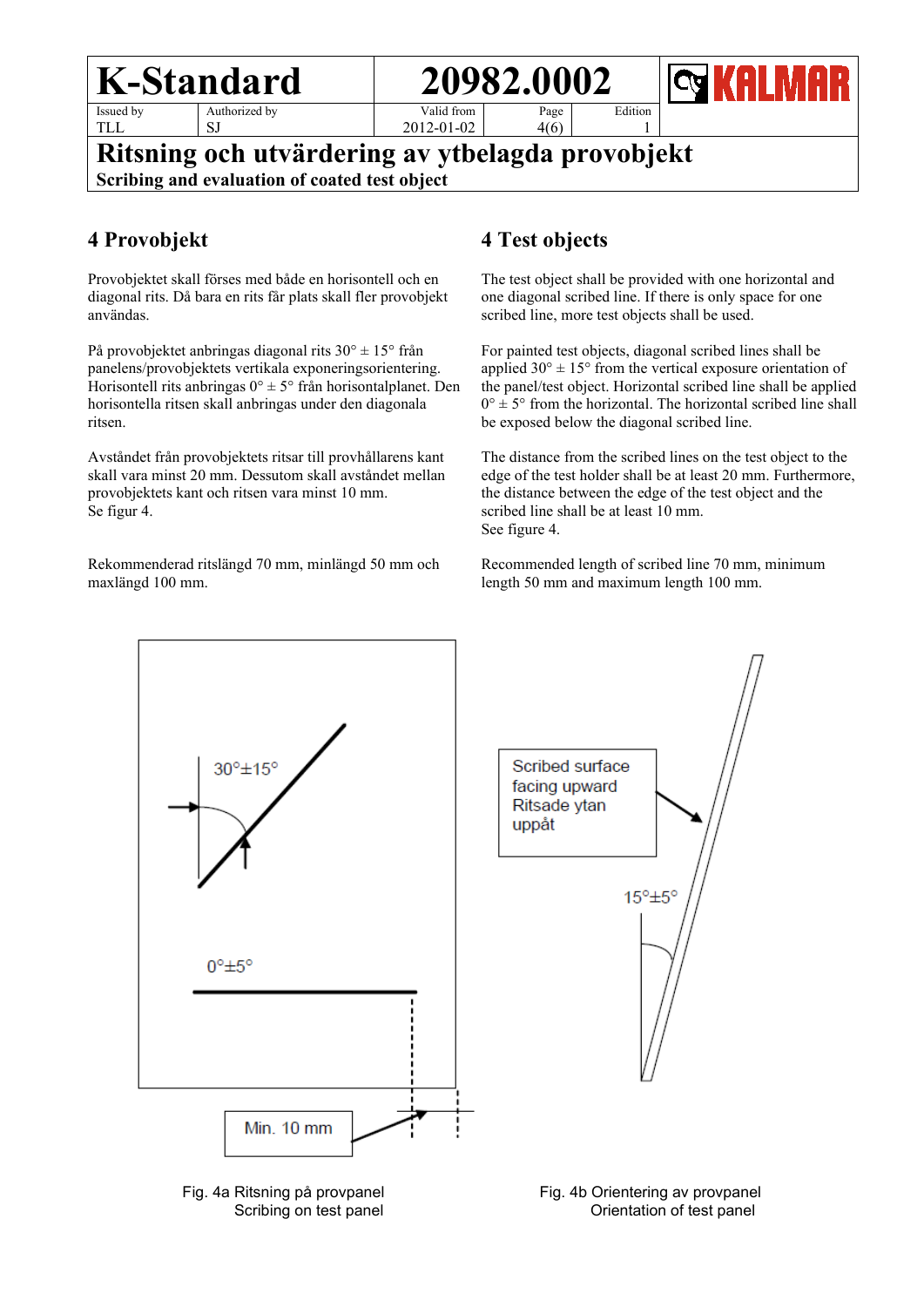# Ritsning och utvärdering av ytbelagda provobjekt

**Scribing and evaluation of coated test object**

## 4 Provobjekt

Provobjektet skall förses med både en horisontell och en diagonal rits. Då bara en rits får plats skall fler provobjekt användas.

På provobjektet anbringas diagonal rits 30° ± 15° från panelens/provobjektets vertikala exponeringsorientering. Horisontell rits anbringas 0° ± 5° från horisontalplanet. Den horisontella ritsen skall anbringas under den diagonala ritsen.

Avståndet från provobjektets ritsar till provhållarens kant skall vara minst 20 mm. Dessutom skall avståndet mellan provobjektets kant och ritsen vara minst 10 mm.
Se figur 4.

Rekommenderad ritslängd 70 mm, minlängd 50 mm och maxlängd 100 mm.

## 4 Test objects

The test object shall be provided with one horizontal and one diagonal scribed line. If there is only space for one scribed line, more test objects shall be used.

For painted test objects, diagonal scribed lines shall be applied 30° ± 15° from the vertical exposure orientation of the panel/test object. Horizontal scribed line shall be applied 0° ± 5° from the horizontal. The horizontal scribed line shall be exposed below the diagonal scribed line.

The distance from the scribed lines on the test object to the edge of the test holder shall be at least 20 mm. Furthermore, the distance between the edge of the test object and the scribed line shall be at least 10 mm.
See figure 4.

Recommended length of scribed line 70 mm, minimum length 50 mm and maximum length 100 mm.

30°±15°

0°±5°

Min. 10 mm

Fig. 4a Ritsning på provpanel
Scribing on test panel

Scribed surface facing upward
Ritsade ytan uppåt

15°±5°

Fig. 4b Orientering av provpanel
Orientation of test panel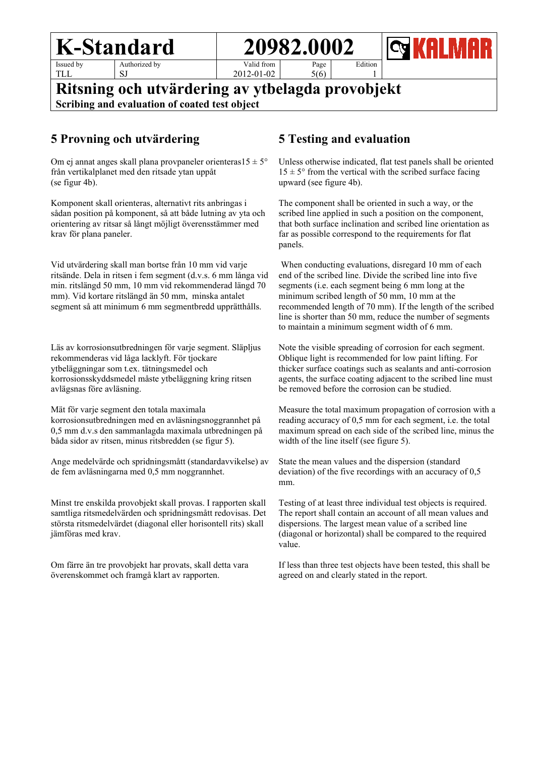## 5 Provning och utvärdering

Om ej annat anges skall plana provpaneler orienteras15 ± 5° från vertikalplanet med den ritsade ytan uppåt (se figur 4b).

Komponent skall orienteras, alternativt rits anbringas i sådan position på komponent, så att både lutning av yta och orientering av ritsar så långt möjligt överensstämmer med krav för plana paneler.

Vid utvärdering skall man bortse från 10 mm vid varje ritsände. Dela in ritsen i fem segment (d.v.s. 6 mm långa vid min. ritslängd 50 mm, 10 mm vid rekommenderad längd 70 mm). Vid kortare ritslängd än 50 mm, minska antalet segment så att minimum 6 mm segmentbredd upprätthålls.

Läs av korrosionsutbredningen för varje segment. Släpljus rekommenderas vid låga lacklyft. För tjockare ytbeläggningar som t.ex. tätningsmedel och korrosionsskyddsmedel måste ytbeläggning kring ritsen avlägsnas före avläsning.

Mät för varje segment den totala maximala korrosionsutbredningen med en avläsningsnoggrannhet på 0,5 mm d.v.s den sammanlagda maximala utbredningen på båda sidor av ritsen, minus ritsbredden (se figur 5).

Ange medelvärde och spridningsmått (standardavvikelse) av de fem avläsningarna med 0,5 mm noggrannhet.

Minst tre enskilda provobjekt skall provas. I rapporten skall samtliga ritsmedelvärden och spridningsmått redovisas. Det största ritsmedelvärdet (diagonal eller horisontell rits) skall jämföras med krav.

Om färre än tre provobjekt har provats, skall detta vara överenskommet och framgå klart av rapporten.

## 5 Testing and evaluation

Unless otherwise indicated, flat test panels shall be oriented 15 ± 5° from the vertical with the scribed surface facing upward (see figure 4b).

The component shall be oriented in such a way, or the scribed line applied in such a position on the component, that both surface inclination and scribed line orientation as far as possible correspond to the requirements for flat panels.

When conducting evaluations, disregard 10 mm of each end of the scribed line. Divide the scribed line into five segments (i.e. each segment being 6 mm long at the minimum scribed length of 50 mm, 10 mm at the recommended length of 70 mm). If the length of the scribed line is shorter than 50 mm, reduce the number of segments to maintain a minimum segment width of 6 mm.

Note the visible spreading of corrosion for each segment. Oblique light is recommended for low paint lifting. For thicker surface coatings such as sealants and anti-corrosion agents, the surface coating adjacent to the scribed line must be removed before the corrosion can be studied.

Measure the total maximum propagation of corrosion with a reading accuracy of 0,5 mm for each segment, i.e. the total maximum spread on each side of the scribed line, minus the width of the line itself (see figure 5).

State the mean values and the dispersion (standard deviation) of the five recordings with an accuracy of 0,5 mm.

Testing of at least three individual test objects is required. The report shall contain an account of all mean values and dispersions. The largest mean value of a scribed line (diagonal or horizontal) shall be compared to the required value.

If less than three test objects have been tested, this shall be agreed on and clearly stated in the report.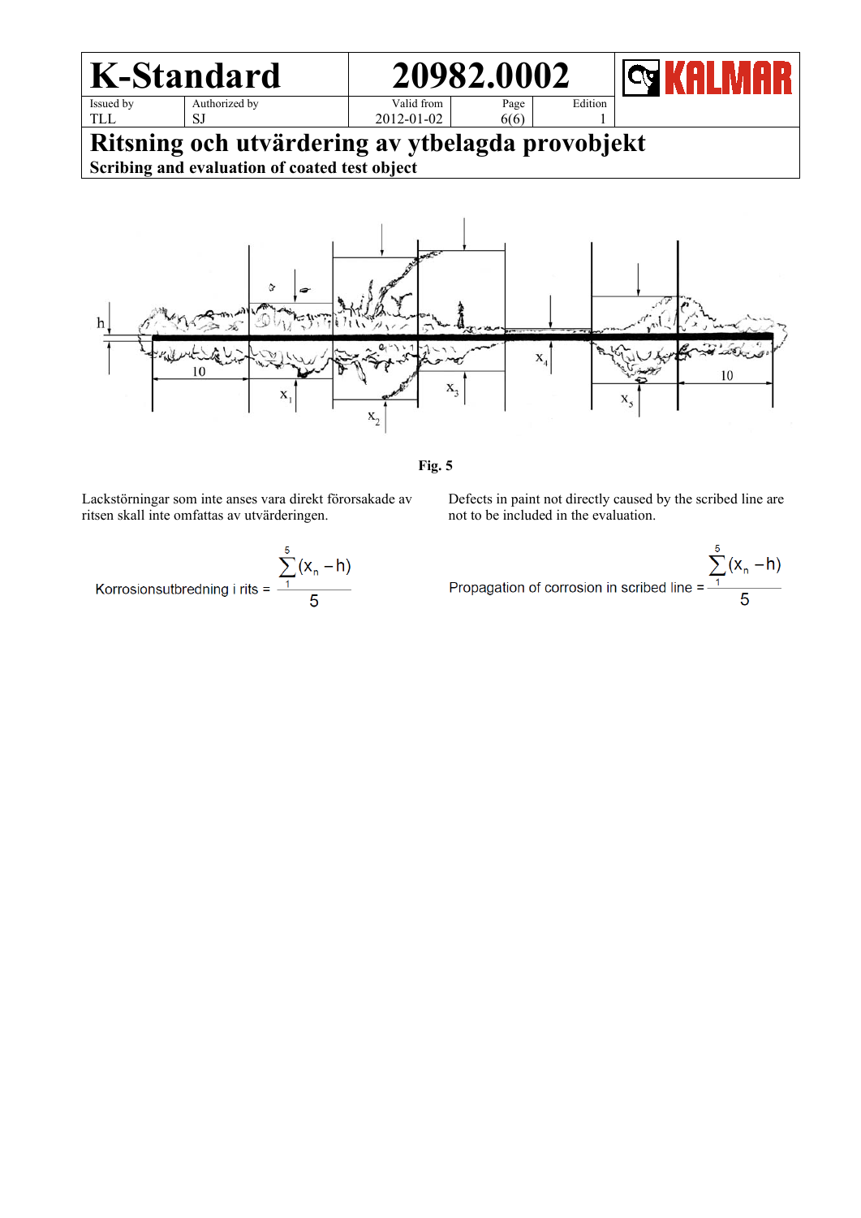# Ritsning och utvärdering av ytbelagda provobjekt

**Scribing and evaluation of coated test object**

h

10

10

$x_1$

$x_2$

$x_3$

$x_4$

$x_5$

**Fig. 5**

Lackstörningar som inte anses vara direkt förorsakade av ritsen skall inte omfattas av utvärderingen.

Defects in paint not directly caused by the scribed line are not to be included in the evaluation.

$$\text{Korrosionsutbredning i rits} = \frac{\sum_{1}^{5}(x_n - h)}{5}$$

$$\text{Propagation of corrosion in scribed line} = \frac{\sum_{1}^{5}(x_n - h)}{5}$$